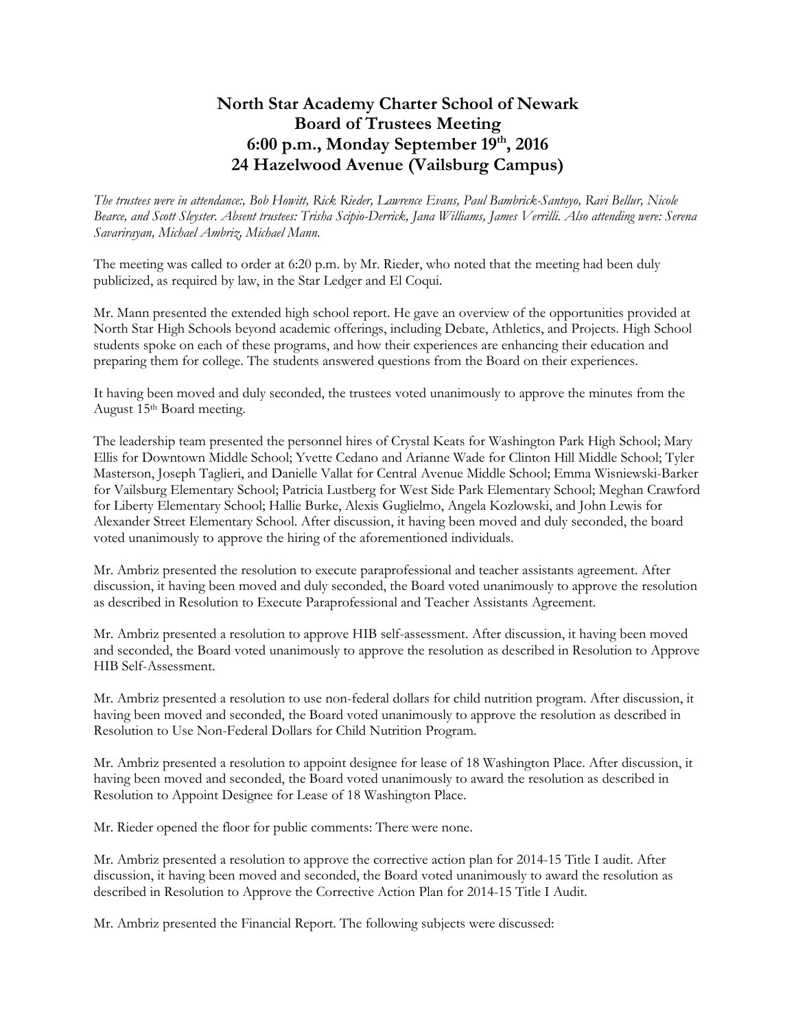# North Star Academy Charter School of Newark
# Board of Trustees Meeting
# 6:00 p.m., Monday September 19th, 2016
# 24 Hazelwood Avenue (Vailsburg Campus)

*The trustees were in attendance:, Bob Howitt, Rick Rieder, Lawrence Evans, Paul Bambrick-Santoyo, Ravi Bellur, Nicole Bearce, and Scott Sleyster. Absent trustees: Trisha Scipio-Derrick, Jana Williams, James Verrilli. Also attending were: Serena Savarirayan, Michael Ambriz, Michael Mann.*

The meeting was called to order at 6:20 p.m. by Mr. Rieder, who noted that the meeting had been duly publicized, as required by law, in the Star Ledger and El Coqui.

Mr. Mann presented the extended high school report. He gave an overview of the opportunities provided at North Star High Schools beyond academic offerings, including Debate, Athletics, and Projects. High School students spoke on each of these programs, and how their experiences are enhancing their education and preparing them for college. The students answered questions from the Board on their experiences.

It having been moved and duly seconded, the trustees voted unanimously to approve the minutes from the August 15th Board meeting.

The leadership team presented the personnel hires of Crystal Keats for Washington Park High School; Mary Ellis for Downtown Middle School; Yvette Cedano and Arianne Wade for Clinton Hill Middle School; Tyler Masterson, Joseph Taglieri, and Danielle Vallat for Central Avenue Middle School; Emma Wisniewski-Barker for Vailsburg Elementary School; Patricia Lustberg for West Side Park Elementary School; Meghan Crawford for Liberty Elementary School; Hallie Burke, Alexis Guglielmo, Angela Kozlowski, and John Lewis for Alexander Street Elementary School. After discussion, it having been moved and duly seconded, the board voted unanimously to approve the hiring of the aforementioned individuals.

Mr. Ambriz presented the resolution to execute paraprofessional and teacher assistants agreement. After discussion, it having been moved and duly seconded, the Board voted unanimously to approve the resolution as described in Resolution to Execute Paraprofessional and Teacher Assistants Agreement.

Mr. Ambriz presented a resolution to approve HIB self-assessment. After discussion, it having been moved and seconded, the Board voted unanimously to approve the resolution as described in Resolution to Approve HIB Self-Assessment.

Mr. Ambriz presented a resolution to use non-federal dollars for child nutrition program. After discussion, it having been moved and seconded, the Board voted unanimously to approve the resolution as described in Resolution to Use Non-Federal Dollars for Child Nutrition Program.

Mr. Ambriz presented a resolution to appoint designee for lease of 18 Washington Place. After discussion, it having been moved and seconded, the Board voted unanimously to award the resolution as described in Resolution to Appoint Designee for Lease of 18 Washington Place.

Mr. Rieder opened the floor for public comments: There were none.

Mr. Ambriz presented a resolution to approve the corrective action plan for 2014-15 Title I audit. After discussion, it having been moved and seconded, the Board voted unanimously to award the resolution as described in Resolution to Approve the Corrective Action Plan for 2014-15 Title I Audit.

Mr. Ambriz presented the Financial Report. The following subjects were discussed: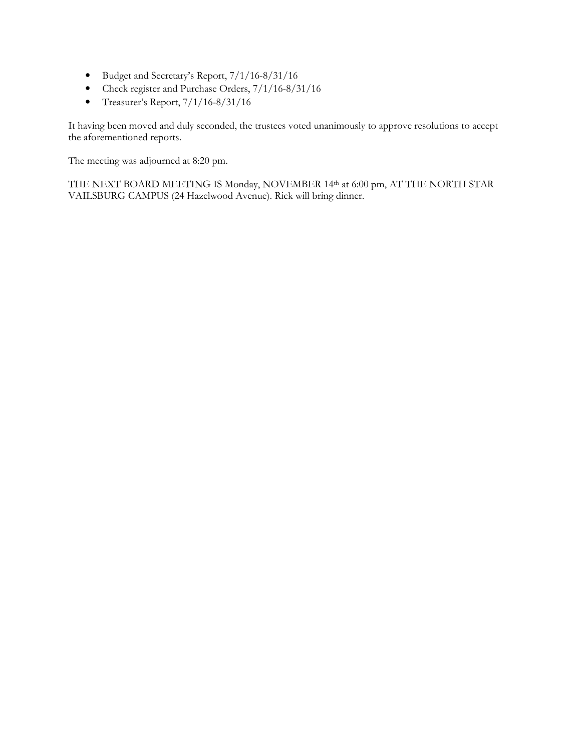- Budget and Secretary's Report, 7/1/16-8/31/16
- Check register and Purchase Orders, 7/1/16-8/31/16
- Treasurer's Report, 7/1/16-8/31/16

It having been moved and duly seconded, the trustees voted unanimously to approve resolutions to accept the aforementioned reports.

The meeting was adjourned at 8:20 pm.

THE NEXT BOARD MEETING IS Monday, NOVEMBER 14th at 6:00 pm, AT THE NORTH STAR VAILSBURG CAMPUS (24 Hazelwood Avenue). Rick will bring dinner.